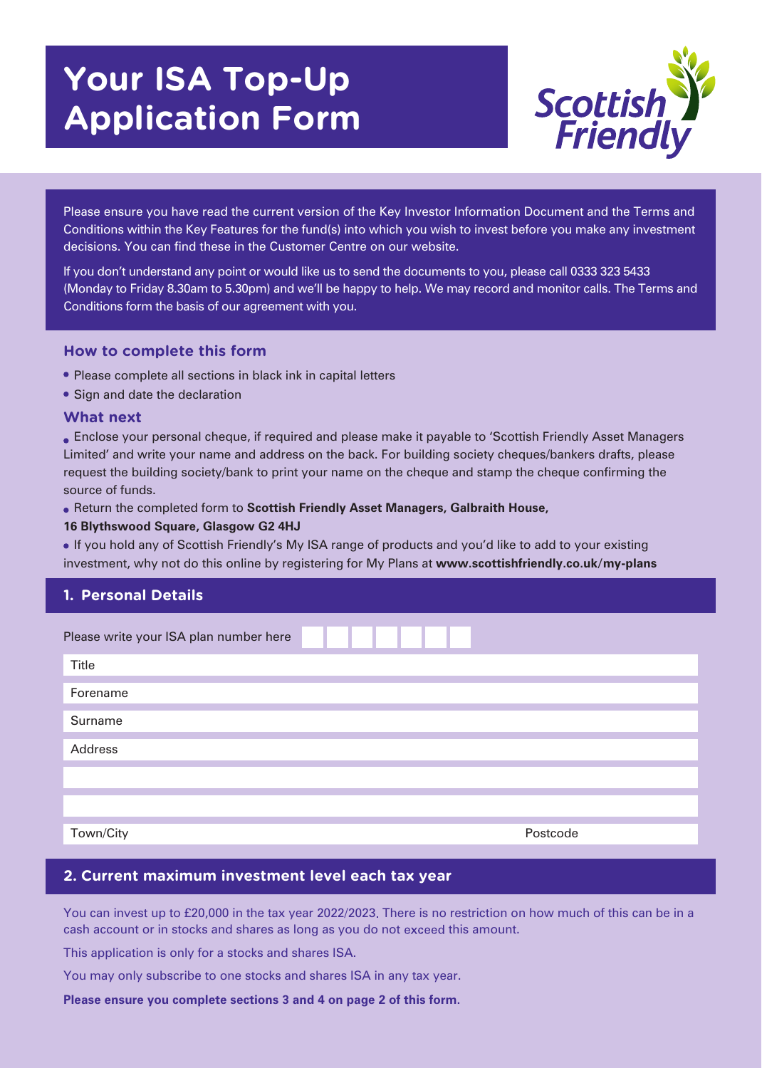# Your ISA Top-Up Application Form

Scottish Friendly

Please ensure you have read the current version of the Key Investor Information Document and the Terms and Conditions within the Key Features for the fund(s) into which you wish to invest before you make any investment decisions. You can find these in the Customer Centre on our website.

If you don't understand any point or would like us to send the documents to you, please call 0333 323 5433 (Monday to Friday 8.30am to 5.30pm) and we'll be happy to help. We may record and monitor calls. The Terms and Conditions form the basis of our agreement with you.

### How to complete this form

- Please complete all sections in black ink in capital letters
- Sign and date the declaration

### What next

- Enclose your personal cheque, if required and please make it payable to 'Scottish Friendly Asset Managers Limited' and write your name and address on the back. For building society cheques/bankers drafts, please request the building society/bank to print your name on the cheque and stamp the cheque confirming the source of funds.
- Return the completed form to **Scottish Friendly Asset Managers, Galbraith House, 16 Blythswood Square, Glasgow G2 4HJ**
- If you hold any of Scottish Friendly's My ISA range of products and you'd like to add to your existing investment, why not do this online by registering for My Plans at **www.scottishfriendly.co.uk/my-plans**

## 1. Personal Details

Please write your ISA plan number here

Title

Forename

Surname

Address

Town/City

Postcode

## 2. Current maximum investment level each tax year

You can invest up to £20,000 in the tax year 2022/2023. There is no restriction on how much of this can be in a cash account or in stocks and shares as long as you do not exceed this amount.

This application is only for a stocks and shares ISA.

You may only subscribe to one stocks and shares ISA in any tax year.

**Please ensure you complete sections 3 and 4 on page 2 of this form.**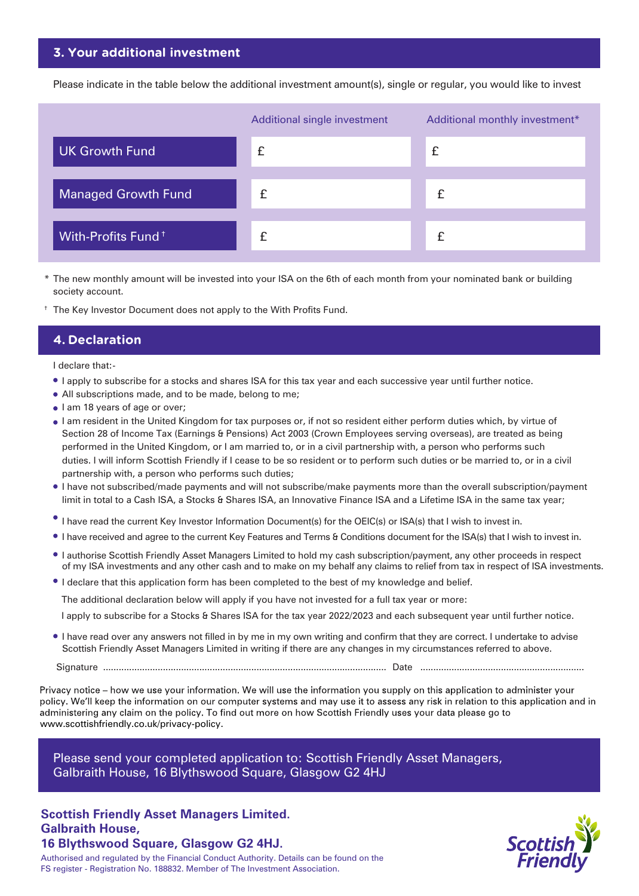## 3. Your additional investment

Please indicate in the table below the additional investment amount(s), single or regular, you would like to invest

| | Additional single investment | Additional monthly investment* |
|---|---|---|
| UK Growth Fund | £ | £ |
| Managed Growth Fund | £ | £ |
| With-Profits Fund † | £ | £ |

\* The new monthly amount will be invested into your ISA on the 6th of each month from your nominated bank or building society account.

† The Key Investor Document does not apply to the With Profits Fund.

## 4. Declaration

I declare that:-

- I apply to subscribe for a stocks and shares ISA for this tax year and each successive year until further notice.
- All subscriptions made, and to be made, belong to me;
- I am 18 years of age or over;
- I am resident in the United Kingdom for tax purposes or, if not so resident either perform duties which, by virtue of Section 28 of Income Tax (Earnings & Pensions) Act 2003 (Crown Employees serving overseas), are treated as being performed in the United Kingdom, or I am married to, or in a civil partnership with, a person who performs such duties. I will inform Scottish Friendly if I cease to be so resident or to perform such duties or be married to, or in a civil partnership with, a person who performs such duties;
- I have not subscribed/made payments and will not subscribe/make payments more than the overall subscription/payment limit in total to a Cash ISA, a Stocks & Shares ISA, an Innovative Finance ISA and a Lifetime ISA in the same tax year;
- I have read the current Key Investor Information Document(s) for the OEIC(s) or ISA(s) that I wish to invest in.
- I have received and agree to the current Key Features and Terms & Conditions document for the ISA(s) that I wish to invest in.
- I authorise Scottish Friendly Asset Managers Limited to hold my cash subscription/payment, any other proceeds in respect of my ISA investments and any other cash and to make on my behalf any claims to relief from tax in respect of ISA investments.
- I declare that this application form has been completed to the best of my knowledge and belief.

The additional declaration below will apply if you have not invested for a full tax year or more:

I apply to subscribe for a Stocks & Shares ISA for the tax year 2022/2023 and each subsequent year until further notice.

- I have read over any answers not filled in by me in my own writing and confirm that they are correct. I undertake to advise Scottish Friendly Asset Managers Limited in writing if there are any changes in my circumstances referred to above.

Signature ............................................................................................................ Date ..............................................................

Privacy notice – how we use your information. We will use the information you supply on this application to administer your policy. We'll keep the information on our computer systems and may use it to assess any risk in relation to this application and in administering any claim on the policy. To find out more on how Scottish Friendly uses your data please go to www.scottishfriendly.co.uk/privacy-policy.

Please send your completed application to: Scottish Friendly Asset Managers, Galbraith House, 16 Blythswood Square, Glasgow G2 4HJ

**Scottish Friendly Asset Managers Limited.**
**Galbraith House,**
**16 Blythswood Square, Glasgow G2 4HJ.**

Authorised and regulated by the Financial Conduct Authority. Details can be found on the FS register - Registration No. 188832. Member of The Investment Association.

Scottish Friendly